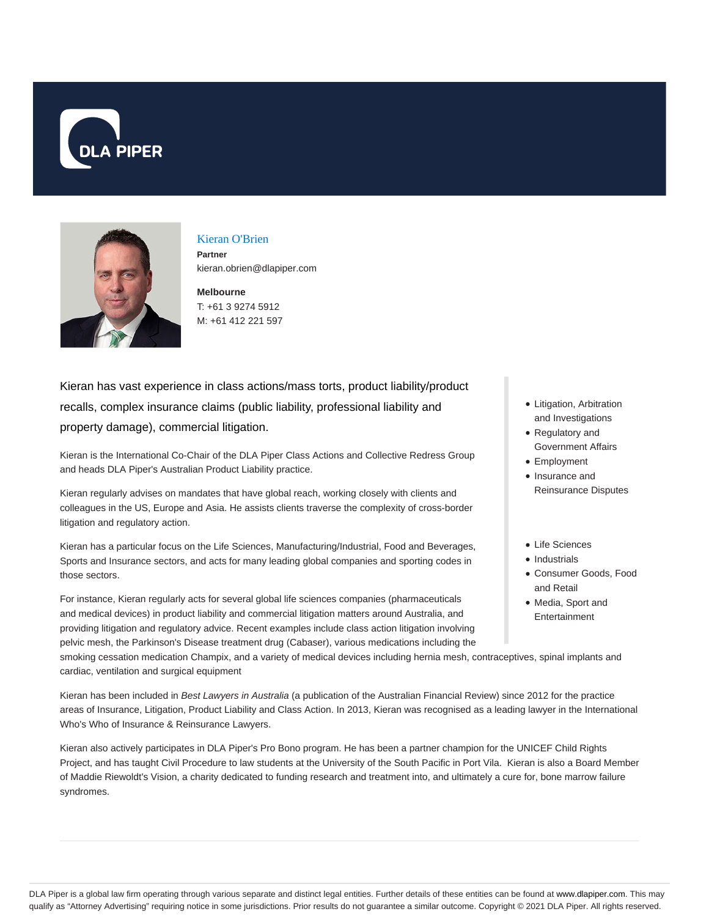# Kieran O'Brien

**Partner**
kieran.obrien@dlapiper.com

**Melbourne**
T: +61 3 9274 5912
M: +61 412 221 597

- Litigation, Arbitration and Investigations
- Regulatory and Government Affairs
- Employment
- Insurance and Reinsurance Disputes

- Life Sciences
- Industrials
- Consumer Goods, Food and Retail
- Media, Sport and Entertainment

Kieran has vast experience in class actions/mass torts, product liability/product recalls, complex insurance claims (public liability, professional liability and property damage), commercial litigation.

Kieran is the International Co-Chair of the DLA Piper Class Actions and Collective Redress Group and heads DLA Piper's Australian Product Liability practice.

Kieran regularly advises on mandates that have global reach, working closely with clients and colleagues in the US, Europe and Asia. He assists clients traverse the complexity of cross-border litigation and regulatory action.

Kieran has a particular focus on the Life Sciences, Manufacturing/Industrial, Food and Beverages, Sports and Insurance sectors, and acts for many leading global companies and sporting codes in those sectors.

For instance, Kieran regularly acts for several global life sciences companies (pharmaceuticals and medical devices) in product liability and commercial litigation matters around Australia, and providing litigation and regulatory advice. Recent examples include class action litigation involving pelvic mesh, the Parkinson's Disease treatment drug (Cabaser), various medications including the smoking cessation medication Champix, and a variety of medical devices including hernia mesh, contraceptives, spinal implants and cardiac, ventilation and surgical equipment

Kieran has been included in *Best Lawyers in Australia* (a publication of the Australian Financial Review) since 2012 for the practice areas of Insurance, Litigation, Product Liability and Class Action. In 2013, Kieran was recognised as a leading lawyer in the International Who's Who of Insurance & Reinsurance Lawyers.

Kieran also actively participates in DLA Piper's Pro Bono program. He has been a partner champion for the UNICEF Child Rights Project, and has taught Civil Procedure to law students at the University of the South Pacific in Port Vila. Kieran is also a Board Member of Maddie Riewoldt's Vision, a charity dedicated to funding research and treatment into, and ultimately a cure for, bone marrow failure syndromes.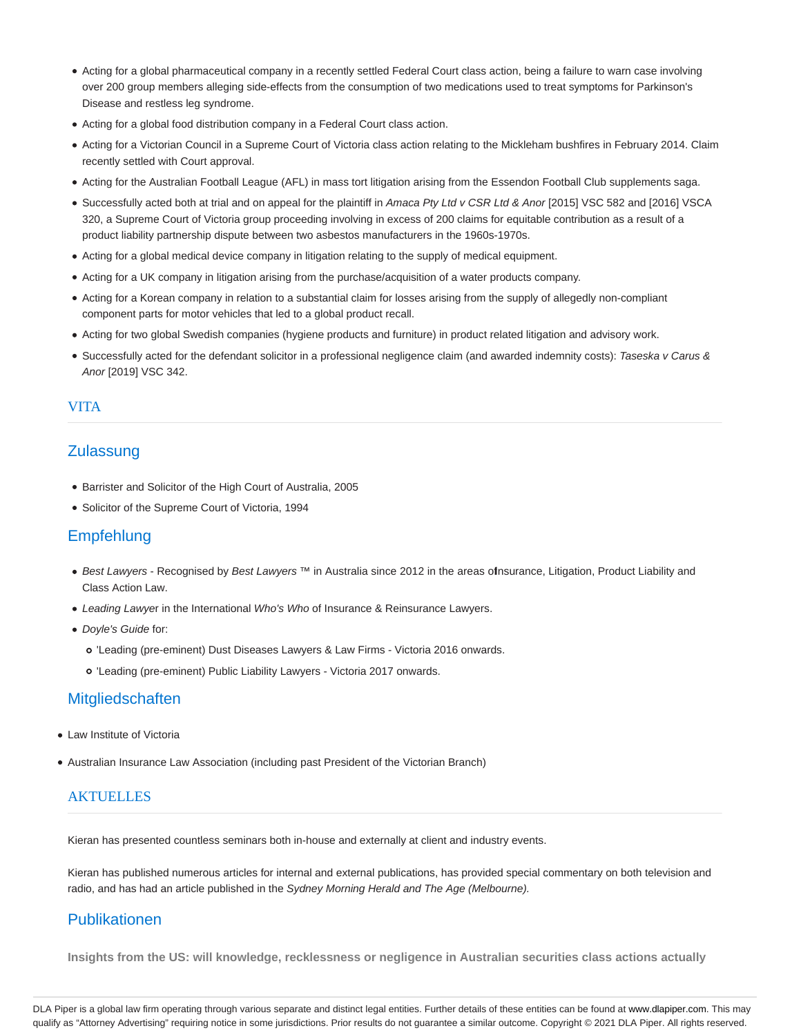- Acting for a global pharmaceutical company in a recently settled Federal Court class action, being a failure to warn case involving over 200 group members alleging side-effects from the consumption of two medications used to treat symptoms for Parkinson's Disease and restless leg syndrome.
- Acting for a global food distribution company in a Federal Court class action.
- Acting for a Victorian Council in a Supreme Court of Victoria class action relating to the Mickleham bushfires in February 2014. Claim recently settled with Court approval.
- Acting for the Australian Football League (AFL) in mass tort litigation arising from the Essendon Football Club supplements saga.
- Successfully acted both at trial and on appeal for the plaintiff in *Amaca Pty Ltd v CSR Ltd & Anor* [2015] VSC 582 and [2016] VSCA 320, a Supreme Court of Victoria group proceeding involving in excess of 200 claims for equitable contribution as a result of a product liability partnership dispute between two asbestos manufacturers in the 1960s-1970s.
- Acting for a global medical device company in litigation relating to the supply of medical equipment.
- Acting for a UK company in litigation arising from the purchase/acquisition of a water products company.
- Acting for a Korean company in relation to a substantial claim for losses arising from the supply of allegedly non-compliant component parts for motor vehicles that led to a global product recall.
- Acting for two global Swedish companies (hygiene products and furniture) in product related litigation and advisory work.
- Successfully acted for the defendant solicitor in a professional negligence claim (and awarded indemnity costs): *Taseska v Carus & Anor* [2019] VSC 342.

## VITA

### Zulassung

- Barrister and Solicitor of the High Court of Australia, 2005
- Solicitor of the Supreme Court of Victoria, 1994

### Empfehlung

- *Best Lawyers* - Recognised by *Best Lawyers* ™ in Australia since 2012 in the areas of Insurance, Litigation, Product Liability and Class Action Law.
- *Leading Lawye*r in the International *Who's Who* of Insurance & Reinsurance Lawyers.
- *Doyle's Guide* for:
  - 'Leading (pre-eminent) Dust Diseases Lawyers & Law Firms - Victoria 2016 onwards.
  - 'Leading (pre-eminent) Public Liability Lawyers - Victoria 2017 onwards.

### Mitgliedschaften

- Law Institute of Victoria
- Australian Insurance Law Association (including past President of the Victorian Branch)

## AKTUELLES

Kieran has presented countless seminars both in-house and externally at client and industry events.

Kieran has published numerous articles for internal and external publications, has provided special commentary on both television and radio, and has had an article published in the *Sydney Morning Herald and The Age (Melbourne).*

### Publikationen

**Insights from the US: will knowledge, recklessness or negligence in Australian securities class actions actually**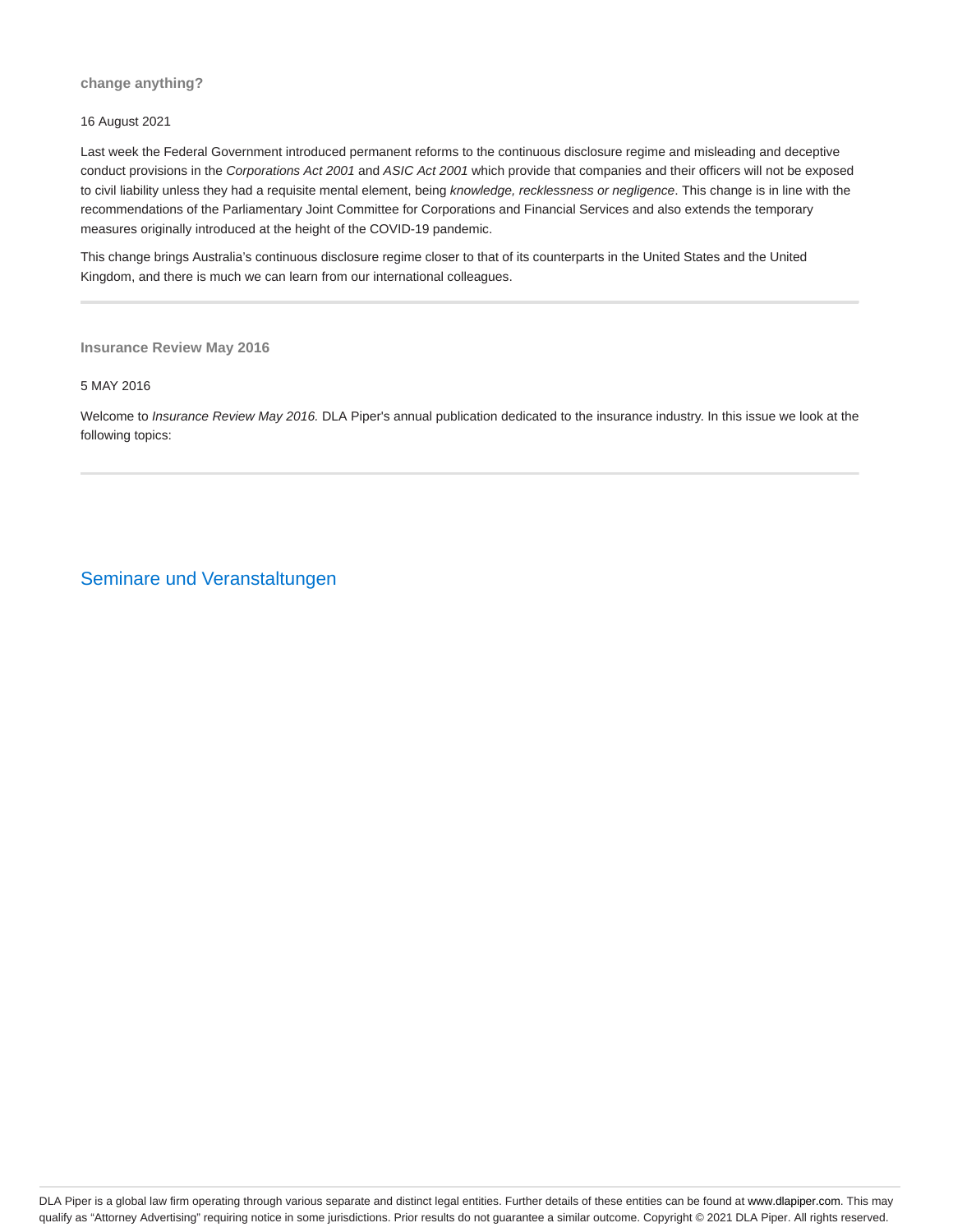**change anything?**

16 August 2021

Last week the Federal Government introduced permanent reforms to the continuous disclosure regime and misleading and deceptive conduct provisions in the *Corporations Act 2001* and *ASIC Act 2001* which provide that companies and their officers will not be exposed to civil liability unless they had a requisite mental element, being *knowledge, recklessness or negligence*. This change is in line with the recommendations of the Parliamentary Joint Committee for Corporations and Financial Services and also extends the temporary measures originally introduced at the height of the COVID-19 pandemic.

This change brings Australia's continuous disclosure regime closer to that of its counterparts in the United States and the United Kingdom, and there is much we can learn from our international colleagues.

---

**Insurance Review May 2016**

5 MAY 2016

Welcome to *Insurance Review May 2016.* DLA Piper's annual publication dedicated to the insurance industry. In this issue we look at the following topics:

---

## Seminare und Veranstaltungen

DLA Piper is a global law firm operating through various separate and distinct legal entities. Further details of these entities can be found at www.dlapiper.com. This may qualify as "Attorney Advertising" requiring notice in some jurisdictions. Prior results do not guarantee a similar outcome. Copyright © 2021 DLA Piper. All rights reserved.